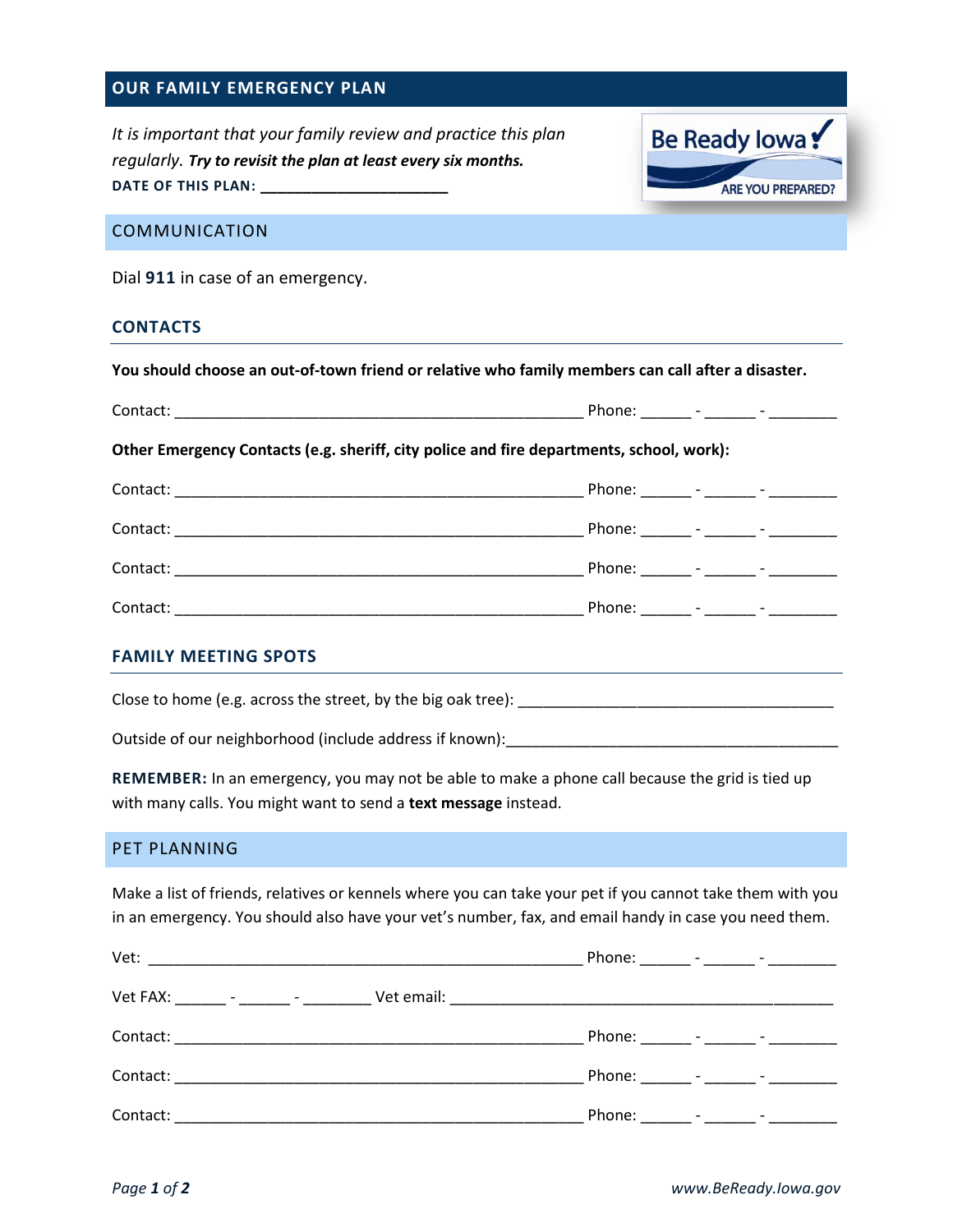# OUR FAMILY EMERGENCY PLAN

*It is important that your family review and practice this plan regularly.* ***Try to revisit the plan at least every six months.***

**DATE OF THIS PLAN: ______________________**

Be Ready Iowa ✓ ARE YOU PREPARED?

## COMMUNICATION

Dial **911** in case of an emergency.

### CONTACTS

**You should choose an out-of-town friend or relative who family members can call after a disaster.**

Contact: ________________________________________________ Phone: ______ - ______ - ________

**Other Emergency Contacts (e.g. sheriff, city police and fire departments, school, work):**

Contact: ________________________________________________ Phone: ______ - ______ - ________

Contact: ________________________________________________ Phone: ______ - ______ - ________

Contact: ________________________________________________ Phone: ______ - ______ - ________

Contact: ________________________________________________ Phone: ______ - ______ - ________

### FAMILY MEETING SPOTS

Close to home (e.g. across the street, by the big oak tree): ____________________________________

Outside of our neighborhood (include address if known):______________________________________

**REMEMBER:** In an emergency, you may not be able to make a phone call because the grid is tied up with many calls. You might want to send a **text message** instead.

## PET PLANNING

Make a list of friends, relatives or kennels where you can take your pet if you cannot take them with you in an emergency. You should also have your vet's number, fax, and email handy in case you need them.

Vet: ___________________________________________________ Phone: ______ - ______ - ________

Vet FAX: ______ - ______ - ________ Vet email: _____________________________________________

Contact: ________________________________________________ Phone: ______ - ______ - ________

Contact: ________________________________________________ Phone: ______ - ______ - ________

Contact: ________________________________________________ Phone: ______ - ______ - ________

*www.BeReady.Iowa.gov*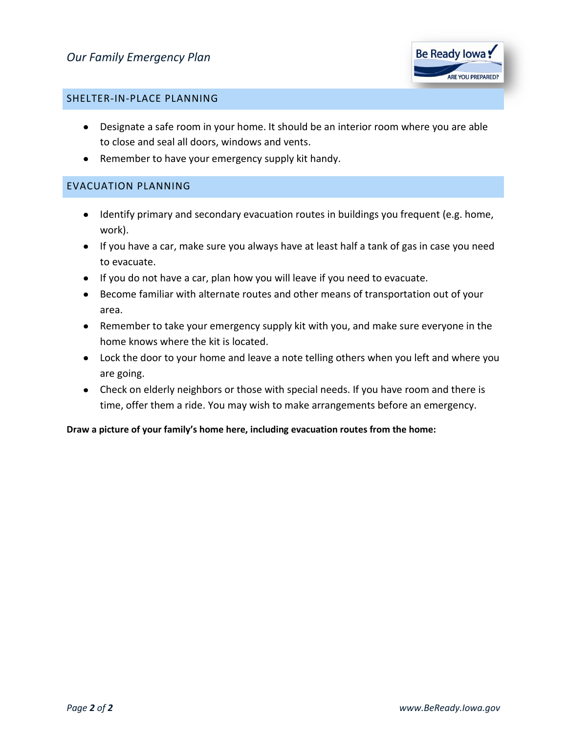## SHELTER-IN-PLACE PLANNING

- Designate a safe room in your home. It should be an interior room where you are able to close and seal all doors, windows and vents.
- Remember to have your emergency supply kit handy.

## EVACUATION PLANNING

- Identify primary and secondary evacuation routes in buildings you frequent (e.g. home, work).
- If you have a car, make sure you always have at least half a tank of gas in case you need to evacuate.
- If you do not have a car, plan how you will leave if you need to evacuate.
- Become familiar with alternate routes and other means of transportation out of your area.
- Remember to take your emergency supply kit with you, and make sure everyone in the home knows where the kit is located.
- Lock the door to your home and leave a note telling others when you left and where you are going.
- Check on elderly neighbors or those with special needs. If you have room and there is time, offer them a ride. You may wish to make arrangements before an emergency.

**Draw a picture of your family's home here, including evacuation routes from the home:**